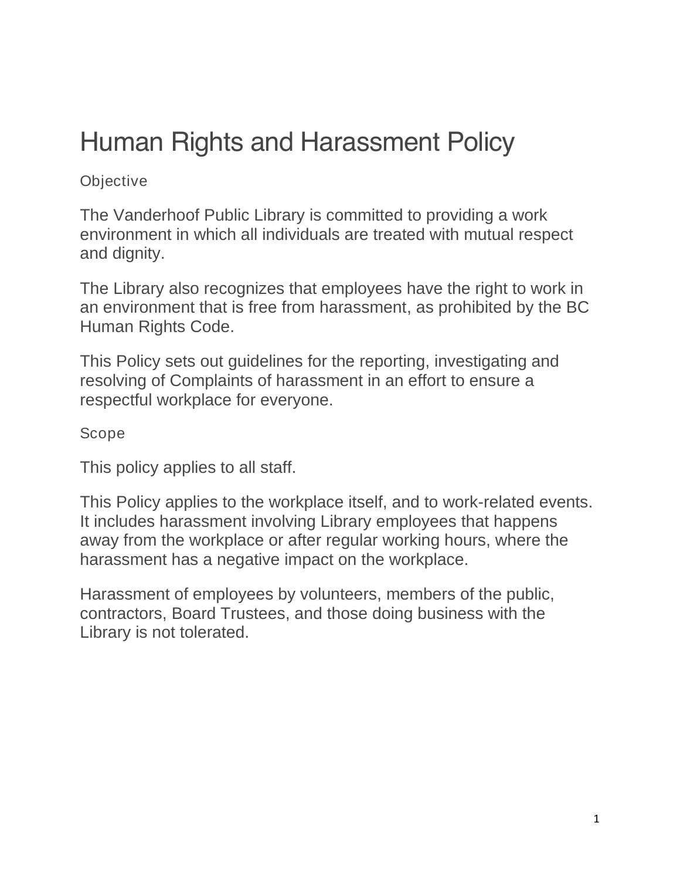# Human Rights and Harassment Policy

## Objective

The Vanderhoof Public Library is committed to providing a work environment in which all individuals are treated with mutual respect and dignity.

The Library also recognizes that employees have the right to work in an environment that is free from harassment, as prohibited by the BC Human Rights Code.

This Policy sets out guidelines for the reporting, investigating and resolving of Complaints of harassment in an effort to ensure a respectful workplace for everyone.

## Scope

This policy applies to all staff.

This Policy applies to the workplace itself, and to work-related events. It includes harassment involving Library employees that happens away from the workplace or after regular working hours, where the harassment has a negative impact on the workplace.

Harassment of employees by volunteers, members of the public, contractors, Board Trustees, and those doing business with the Library is not tolerated.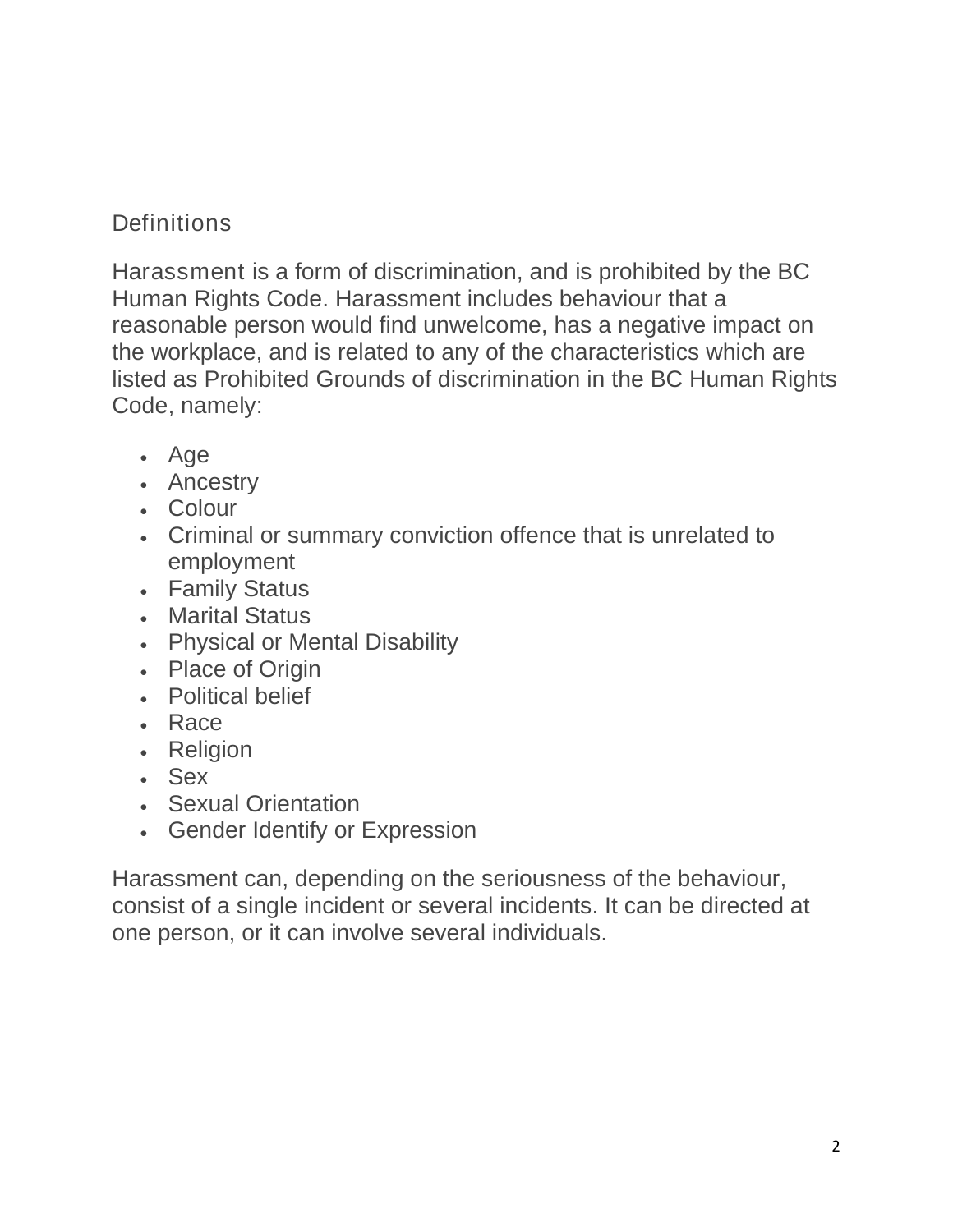## Definitions

Harassment is a form of discrimination, and is prohibited by the BC Human Rights Code. Harassment includes behaviour that a reasonable person would find unwelcome, has a negative impact on the workplace, and is related to any of the characteristics which are listed as Prohibited Grounds of discrimination in the BC Human Rights Code, namely:

- Age
- Ancestry
- Colour
- Criminal or summary conviction offence that is unrelated to employment
- Family Status
- Marital Status
- Physical or Mental Disability
- Place of Origin
- Political belief
- Race
- Religion
- Sex
- Sexual Orientation
- Gender Identify or Expression

Harassment can, depending on the seriousness of the behaviour, consist of a single incident or several incidents. It can be directed at one person, or it can involve several individuals.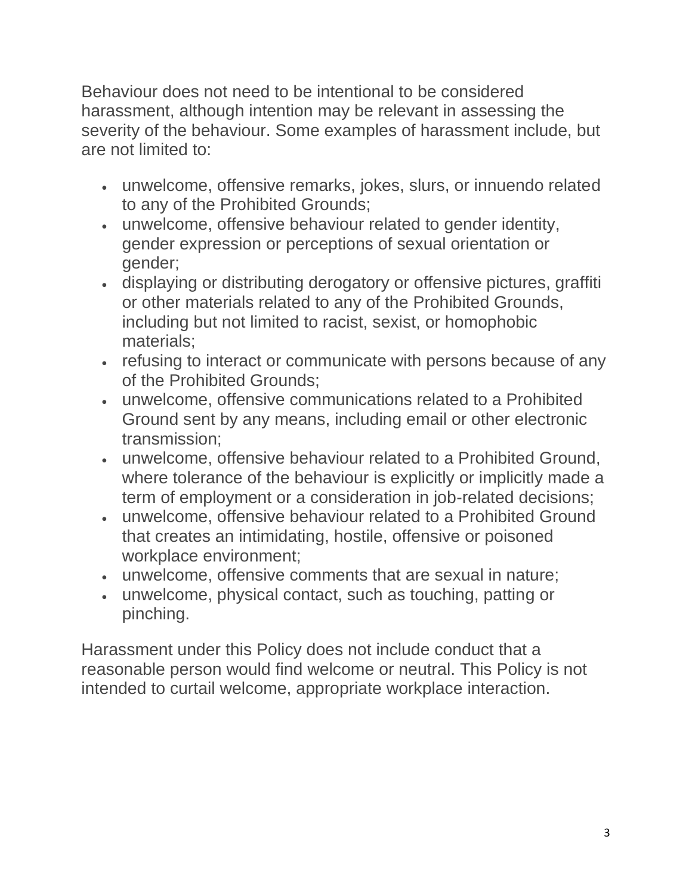Behaviour does not need to be intentional to be considered harassment, although intention may be relevant in assessing the severity of the behaviour. Some examples of harassment include, but are not limited to:

- unwelcome, offensive remarks, jokes, slurs, or innuendo related to any of the Prohibited Grounds;
- unwelcome, offensive behaviour related to gender identity, gender expression or perceptions of sexual orientation or gender;
- displaying or distributing derogatory or offensive pictures, graffiti or other materials related to any of the Prohibited Grounds, including but not limited to racist, sexist, or homophobic materials;
- refusing to interact or communicate with persons because of any of the Prohibited Grounds;
- unwelcome, offensive communications related to a Prohibited Ground sent by any means, including email or other electronic transmission;
- unwelcome, offensive behaviour related to a Prohibited Ground, where tolerance of the behaviour is explicitly or implicitly made a term of employment or a consideration in job-related decisions;
- unwelcome, offensive behaviour related to a Prohibited Ground that creates an intimidating, hostile, offensive or poisoned workplace environment;
- unwelcome, offensive comments that are sexual in nature;
- unwelcome, physical contact, such as touching, patting or pinching.

Harassment under this Policy does not include conduct that a reasonable person would find welcome or neutral. This Policy is not intended to curtail welcome, appropriate workplace interaction.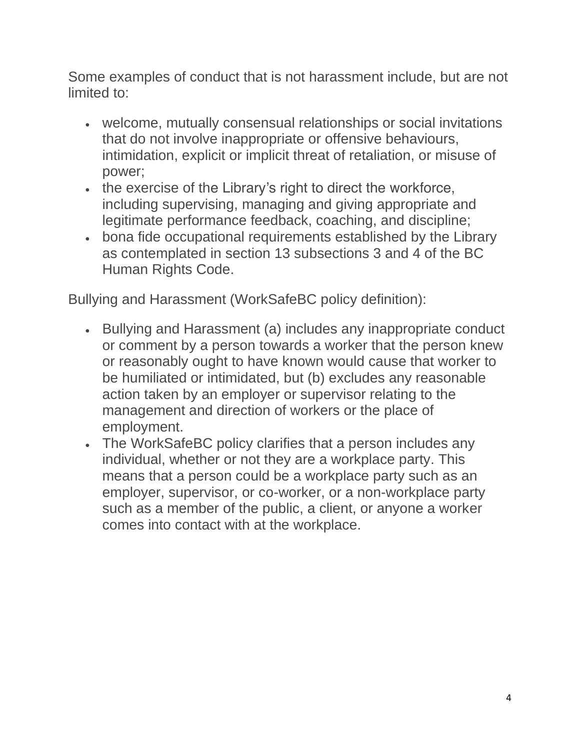Some examples of conduct that is not harassment include, but are not limited to:

- welcome, mutually consensual relationships or social invitations that do not involve inappropriate or offensive behaviours, intimidation, explicit or implicit threat of retaliation, or misuse of power;
- the exercise of the Library's right to direct the workforce, including supervising, managing and giving appropriate and legitimate performance feedback, coaching, and discipline;
- bona fide occupational requirements established by the Library as contemplated in section 13 subsections 3 and 4 of the BC Human Rights Code.

Bullying and Harassment (WorkSafeBC policy definition):

- Bullying and Harassment (a) includes any inappropriate conduct or comment by a person towards a worker that the person knew or reasonably ought to have known would cause that worker to be humiliated or intimidated, but (b) excludes any reasonable action taken by an employer or supervisor relating to the management and direction of workers or the place of employment.
- The WorkSafeBC policy clarifies that a person includes any individual, whether or not they are a workplace party. This means that a person could be a workplace party such as an employer, supervisor, or co-worker, or a non-workplace party such as a member of the public, a client, or anyone a worker comes into contact with at the workplace.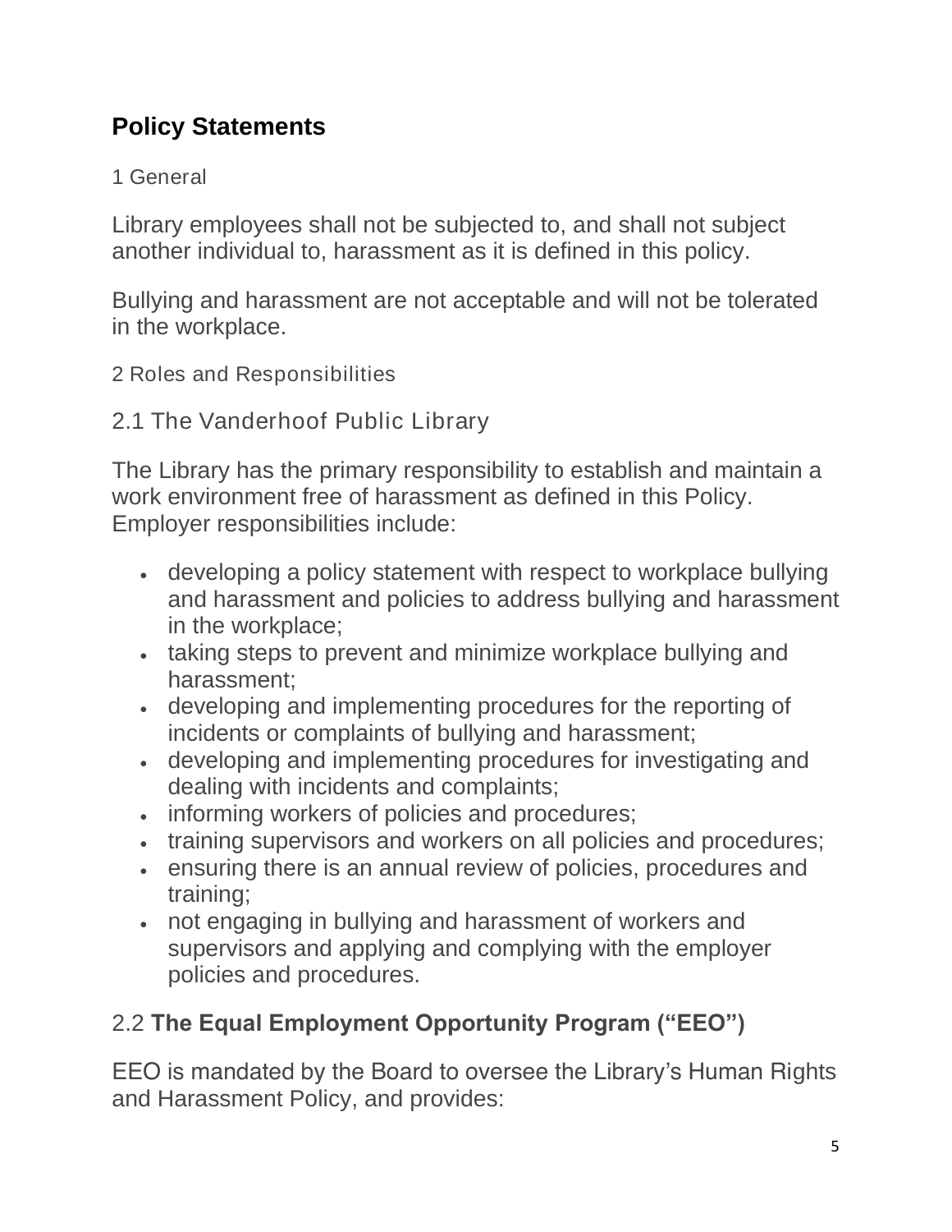## Policy Statements

1 General

Library employees shall not be subjected to, and shall not subject another individual to, harassment as it is defined in this policy.

Bullying and harassment are not acceptable and will not be tolerated in the workplace.

2 Roles and Responsibilities

### 2.1 The Vanderhoof Public Library

The Library has the primary responsibility to establish and maintain a work environment free of harassment as defined in this Policy. Employer responsibilities include:

- developing a policy statement with respect to workplace bullying and harassment and policies to address bullying and harassment in the workplace;
- taking steps to prevent and minimize workplace bullying and harassment;
- developing and implementing procedures for the reporting of incidents or complaints of bullying and harassment;
- developing and implementing procedures for investigating and dealing with incidents and complaints;
- informing workers of policies and procedures;
- training supervisors and workers on all policies and procedures;
- ensuring there is an annual review of policies, procedures and training;
- not engaging in bullying and harassment of workers and supervisors and applying and complying with the employer policies and procedures.

### 2.2 **The Equal Employment Opportunity Program ("EEO")**

EEO is mandated by the Board to oversee the Library's Human Rights and Harassment Policy, and provides: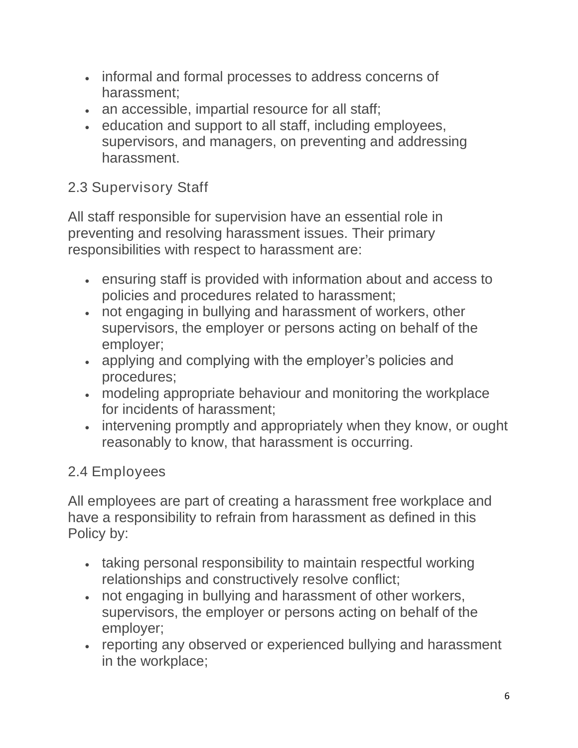- informal and formal processes to address concerns of harassment;
- an accessible, impartial resource for all staff;
- education and support to all staff, including employees, supervisors, and managers, on preventing and addressing harassment.

### 2.3 Supervisory Staff

All staff responsible for supervision have an essential role in preventing and resolving harassment issues. Their primary responsibilities with respect to harassment are:

- ensuring staff is provided with information about and access to policies and procedures related to harassment;
- not engaging in bullying and harassment of workers, other supervisors, the employer or persons acting on behalf of the employer;
- applying and complying with the employer's policies and procedures;
- modeling appropriate behaviour and monitoring the workplace for incidents of harassment;
- intervening promptly and appropriately when they know, or ought reasonably to know, that harassment is occurring.

### 2.4 Employees

All employees are part of creating a harassment free workplace and have a responsibility to refrain from harassment as defined in this Policy by:

- taking personal responsibility to maintain respectful working relationships and constructively resolve conflict;
- not engaging in bullying and harassment of other workers, supervisors, the employer or persons acting on behalf of the employer;
- reporting any observed or experienced bullying and harassment in the workplace;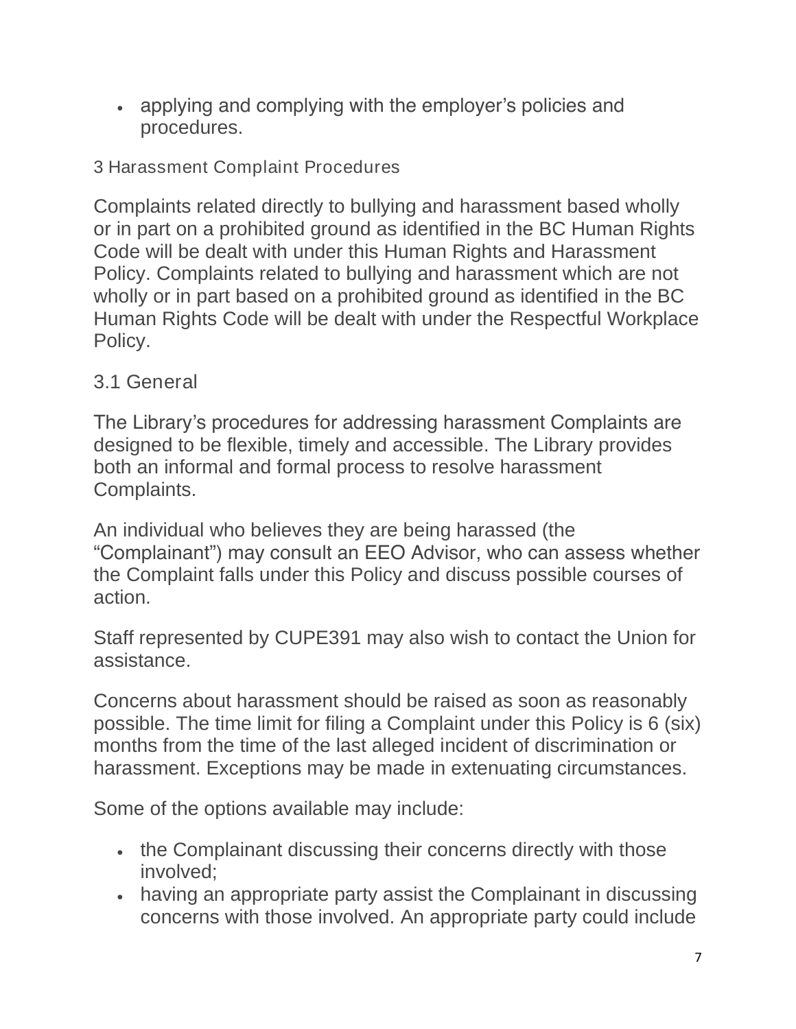- applying and complying with the employer’s policies and procedures.

## 3 Harassment Complaint Procedures

Complaints related directly to bullying and harassment based wholly or in part on a prohibited ground as identified in the BC Human Rights Code will be dealt with under this Human Rights and Harassment Policy. Complaints related to bullying and harassment which are not wholly or in part based on a prohibited ground as identified in the BC Human Rights Code will be dealt with under the Respectful Workplace Policy.

### 3.1 General

The Library’s procedures for addressing harassment Complaints are designed to be flexible, timely and accessible. The Library provides both an informal and formal process to resolve harassment Complaints.

An individual who believes they are being harassed (the “Complainant”) may consult an EEO Advisor, who can assess whether the Complaint falls under this Policy and discuss possible courses of action.

Staff represented by CUPE391 may also wish to contact the Union for assistance.

Concerns about harassment should be raised as soon as reasonably possible. The time limit for filing a Complaint under this Policy is 6 (six) months from the time of the last alleged incident of discrimination or harassment. Exceptions may be made in extenuating circumstances.

Some of the options available may include:

- the Complainant discussing their concerns directly with those involved;
- having an appropriate party assist the Complainant in discussing concerns with those involved. An appropriate party could include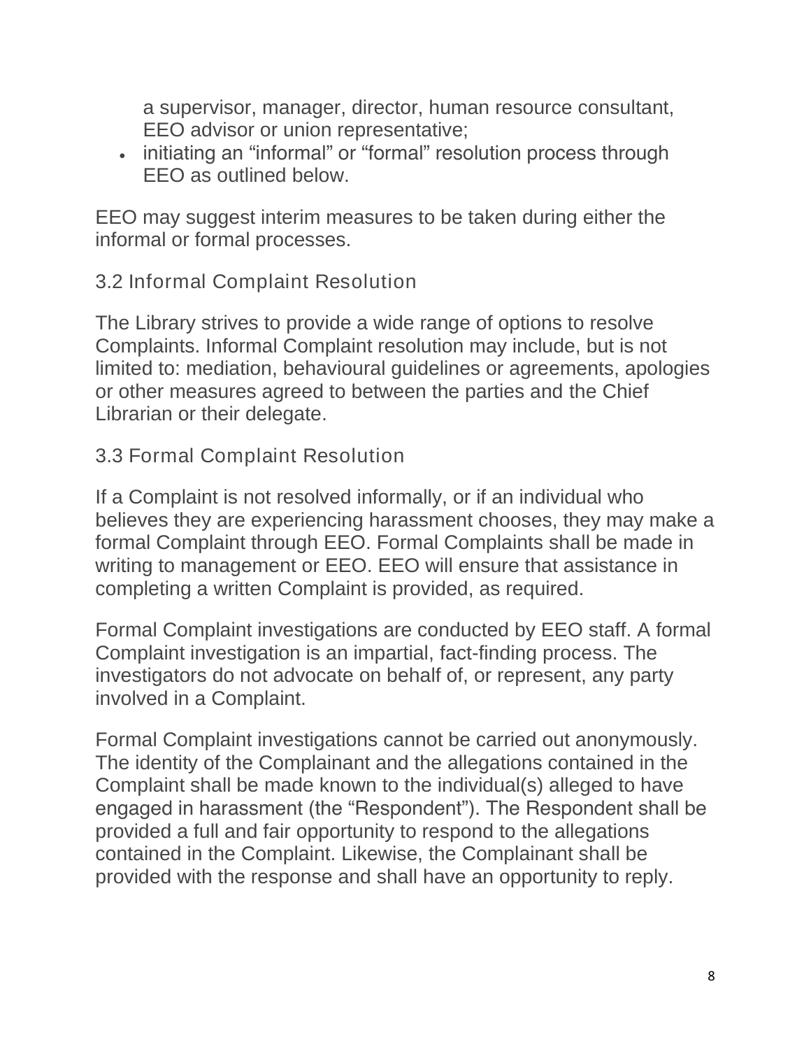a supervisor, manager, director, human resource consultant, EEO advisor or union representative;

- initiating an “informal” or “formal” resolution process through EEO as outlined below.

EEO may suggest interim measures to be taken during either the informal or formal processes.

### 3.2 Informal Complaint Resolution

The Library strives to provide a wide range of options to resolve Complaints. Informal Complaint resolution may include, but is not limited to: mediation, behavioural guidelines or agreements, apologies or other measures agreed to between the parties and the Chief Librarian or their delegate.

### 3.3 Formal Complaint Resolution

If a Complaint is not resolved informally, or if an individual who believes they are experiencing harassment chooses, they may make a formal Complaint through EEO. Formal Complaints shall be made in writing to management or EEO. EEO will ensure that assistance in completing a written Complaint is provided, as required.

Formal Complaint investigations are conducted by EEO staff. A formal Complaint investigation is an impartial, fact-finding process. The investigators do not advocate on behalf of, or represent, any party involved in a Complaint.

Formal Complaint investigations cannot be carried out anonymously. The identity of the Complainant and the allegations contained in the Complaint shall be made known to the individual(s) alleged to have engaged in harassment (the “Respondent”). The Respondent shall be provided a full and fair opportunity to respond to the allegations contained in the Complaint. Likewise, the Complainant shall be provided with the response and shall have an opportunity to reply.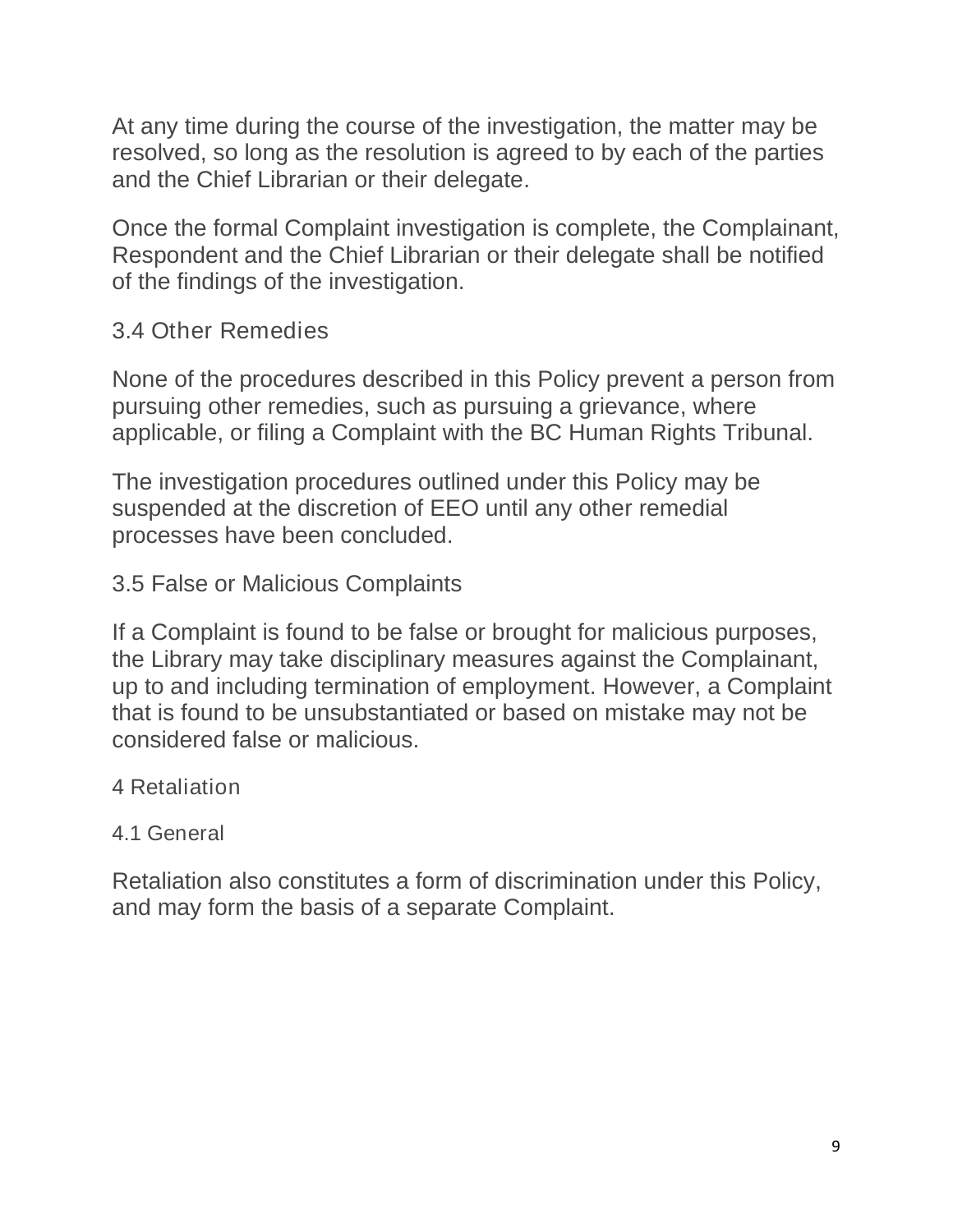At any time during the course of the investigation, the matter may be resolved, so long as the resolution is agreed to by each of the parties and the Chief Librarian or their delegate.

Once the formal Complaint investigation is complete, the Complainant, Respondent and the Chief Librarian or their delegate shall be notified of the findings of the investigation.

### 3.4 Other Remedies

None of the procedures described in this Policy prevent a person from pursuing other remedies, such as pursuing a grievance, where applicable, or filing a Complaint with the BC Human Rights Tribunal.

The investigation procedures outlined under this Policy may be suspended at the discretion of EEO until any other remedial processes have been concluded.

### 3.5 False or Malicious Complaints

If a Complaint is found to be false or brought for malicious purposes, the Library may take disciplinary measures against the Complainant, up to and including termination of employment. However, a Complaint that is found to be unsubstantiated or based on mistake may not be considered false or malicious.

## 4 Retaliation

### 4.1 General

Retaliation also constitutes a form of discrimination under this Policy, and may form the basis of a separate Complaint.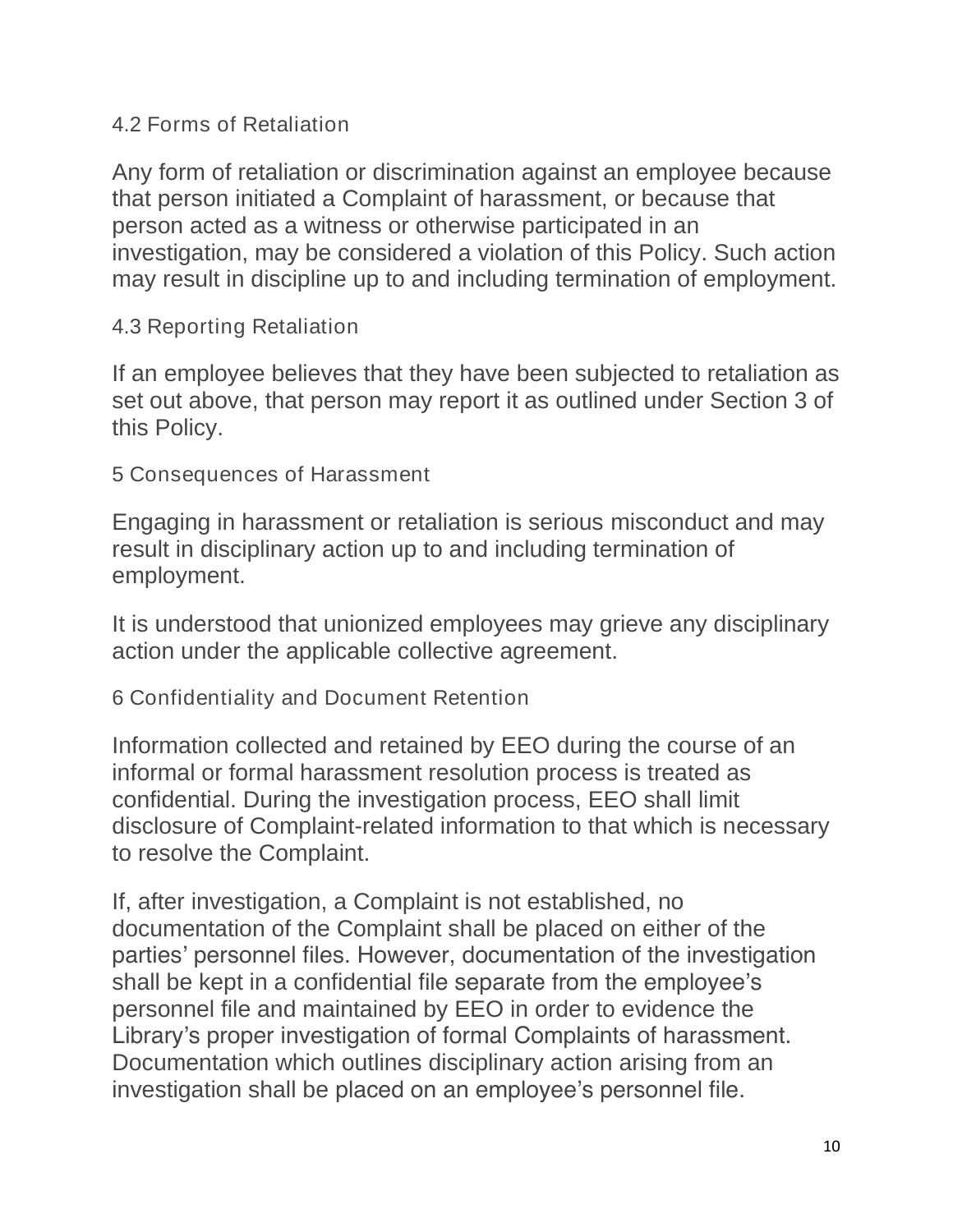### 4.2 Forms of Retaliation

Any form of retaliation or discrimination against an employee because that person initiated a Complaint of harassment, or because that person acted as a witness or otherwise participated in an investigation, may be considered a violation of this Policy. Such action may result in discipline up to and including termination of employment.

### 4.3 Reporting Retaliation

If an employee believes that they have been subjected to retaliation as set out above, that person may report it as outlined under Section 3 of this Policy.

## 5 Consequences of Harassment

Engaging in harassment or retaliation is serious misconduct and may result in disciplinary action up to and including termination of employment.

It is understood that unionized employees may grieve any disciplinary action under the applicable collective agreement.

## 6 Confidentiality and Document Retention

Information collected and retained by EEO during the course of an informal or formal harassment resolution process is treated as confidential. During the investigation process, EEO shall limit disclosure of Complaint-related information to that which is necessary to resolve the Complaint.

If, after investigation, a Complaint is not established, no documentation of the Complaint shall be placed on either of the parties' personnel files. However, documentation of the investigation shall be kept in a confidential file separate from the employee's personnel file and maintained by EEO in order to evidence the Library's proper investigation of formal Complaints of harassment. Documentation which outlines disciplinary action arising from an investigation shall be placed on an employee's personnel file.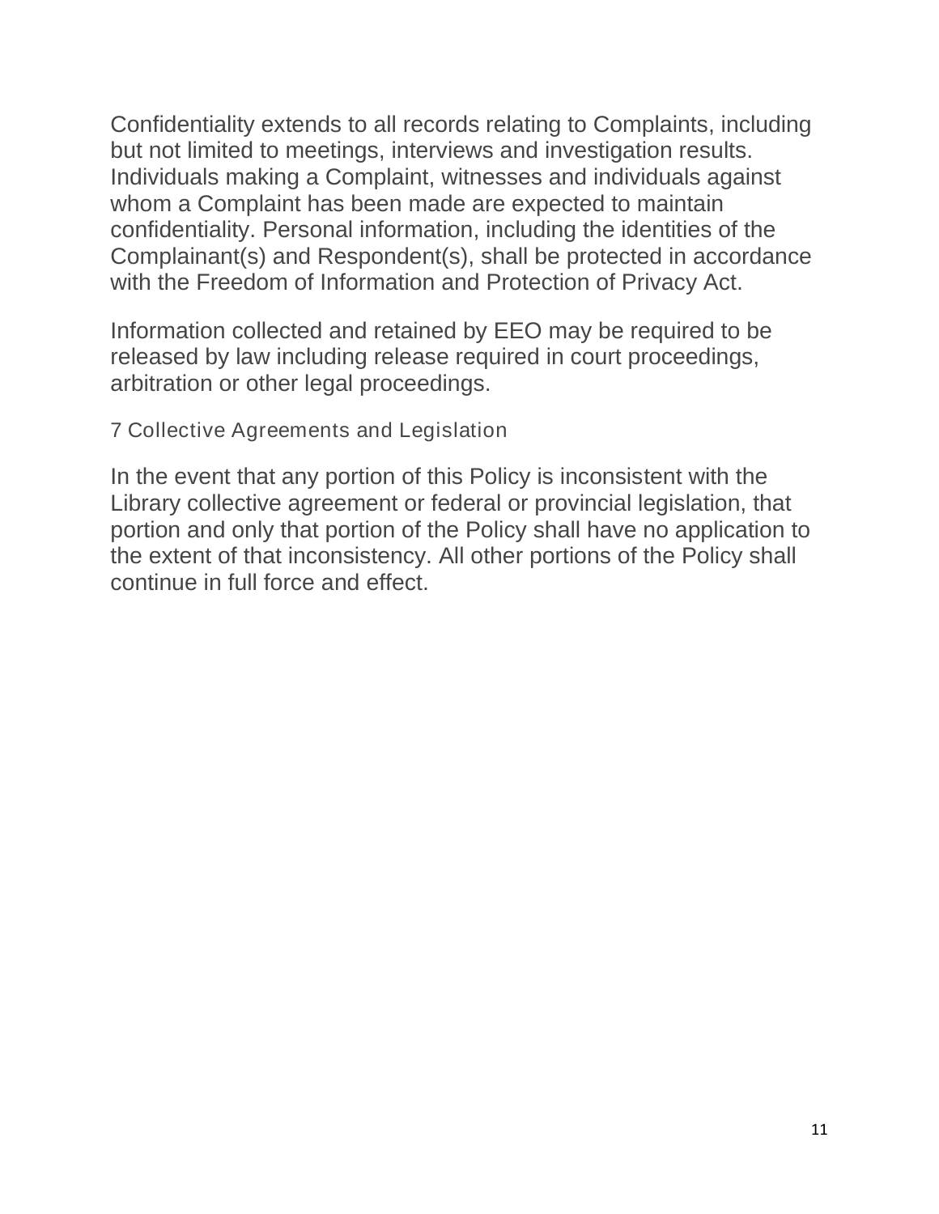Confidentiality extends to all records relating to Complaints, including but not limited to meetings, interviews and investigation results. Individuals making a Complaint, witnesses and individuals against whom a Complaint has been made are expected to maintain confidentiality. Personal information, including the identities of the Complainant(s) and Respondent(s), shall be protected in accordance with the Freedom of Information and Protection of Privacy Act.

Information collected and retained by EEO may be required to be released by law including release required in court proceedings, arbitration or other legal proceedings.

## 7 Collective Agreements and Legislation

In the event that any portion of this Policy is inconsistent with the Library collective agreement or federal or provincial legislation, that portion and only that portion of the Policy shall have no application to the extent of that inconsistency. All other portions of the Policy shall continue in full force and effect.